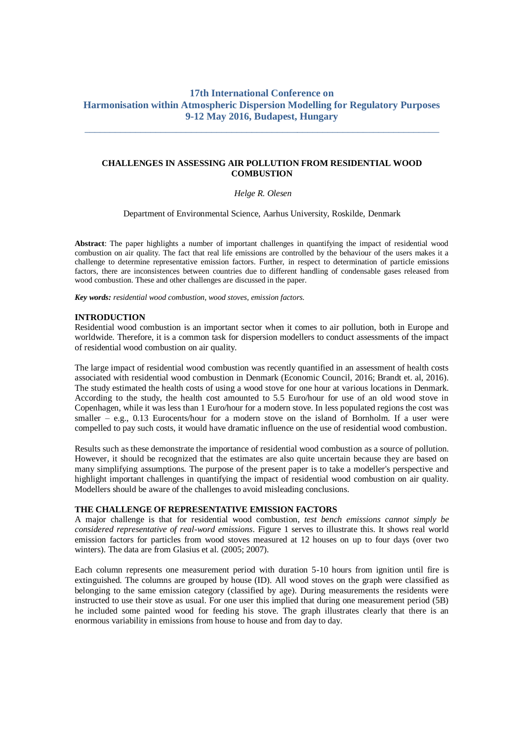**17th International Conference on**
**Harmonisation within Atmospheric Dispersion Modelling for Regulatory Purposes**
**9-12 May 2016, Budapest, Hungary**

---

# CHALLENGES IN ASSESSING AIR POLLUTION FROM RESIDENTIAL WOOD COMBUSTION

*Helge R. Olesen*

Department of Environmental Science, Aarhus University, Roskilde, Denmark

**Abstract**: The paper highlights a number of important challenges in quantifying the impact of residential wood combustion on air quality. The fact that real life emissions are controlled by the behaviour of the users makes it a challenge to determine representative emission factors. Further, in respect to determination of particle emissions factors, there are inconsistences between countries due to different handling of condensable gases released from wood combustion. These and other challenges are discussed in the paper.

***Key words:*** *residential wood combustion, wood stoves, emission factors.*

## INTRODUCTION

Residential wood combustion is an important sector when it comes to air pollution, both in Europe and worldwide. Therefore, it is a common task for dispersion modellers to conduct assessments of the impact of residential wood combustion on air quality.

The large impact of residential wood combustion was recently quantified in an assessment of health costs associated with residential wood combustion in Denmark (Economic Council, 2016; Brandt et. al, 2016). The study estimated the health costs of using a wood stove for one hour at various locations in Denmark. According to the study, the health cost amounted to 5.5 Euro/hour for use of an old wood stove in Copenhagen, while it was less than 1 Euro/hour for a modern stove. In less populated regions the cost was smaller – e.g., 0.13 Eurocents/hour for a modern stove on the island of Bornholm. If a user were compelled to pay such costs, it would have dramatic influence on the use of residential wood combustion.

Results such as these demonstrate the importance of residential wood combustion as a source of pollution. However, it should be recognized that the estimates are also quite uncertain because they are based on many simplifying assumptions. The purpose of the present paper is to take a modeller's perspective and highlight important challenges in quantifying the impact of residential wood combustion on air quality. Modellers should be aware of the challenges to avoid misleading conclusions.

## THE CHALLENGE OF REPRESENTATIVE EMISSION FACTORS

A major challenge is that for residential wood combustion, *test bench emissions cannot simply be considered representative of real-word emissions*. Figure 1 serves to illustrate this. It shows real world emission factors for particles from wood stoves measured at 12 houses on up to four days (over two winters). The data are from Glasius et al. (2005; 2007).

Each column represents one measurement period with duration 5-10 hours from ignition until fire is extinguished. The columns are grouped by house (ID). All wood stoves on the graph were classified as belonging to the same emission category (classified by age). During measurements the residents were instructed to use their stove as usual. For one user this implied that during one measurement period (5B) he included some painted wood for feeding his stove. The graph illustrates clearly that there is an enormous variability in emissions from house to house and from day to day.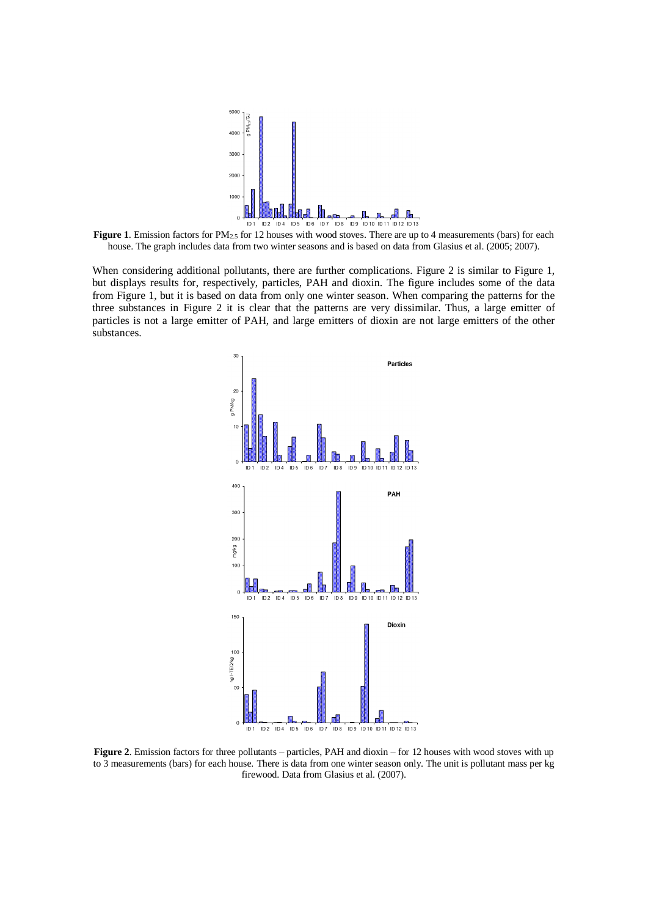**Figure 1**. Emission factors for $PM_{2.5}$ for 12 houses with wood stoves. There are up to 4 measurements (bars) for each house. The graph includes data from two winter seasons and is based on data from Glasius et al. (2005; 2007).

When considering additional pollutants, there are further complications. Figure 2 is similar to Figure 1, but displays results for, respectively, particles, PAH and dioxin. The figure includes some of the data from Figure 1, but it is based on data from only one winter season. When comparing the patterns for the three substances in Figure 2 it is clear that the patterns are very dissimilar. Thus, a large emitter of particles is not a large emitter of PAH, and large emitters of dioxin are not large emitters of the other substances.

**Figure 2**. Emission factors for three pollutants – particles, PAH and dioxin – for 12 houses with wood stoves with up to 3 measurements (bars) for each house. There is data from one winter season only. The unit is pollutant mass per kg firewood. Data from Glasius et al. (2007).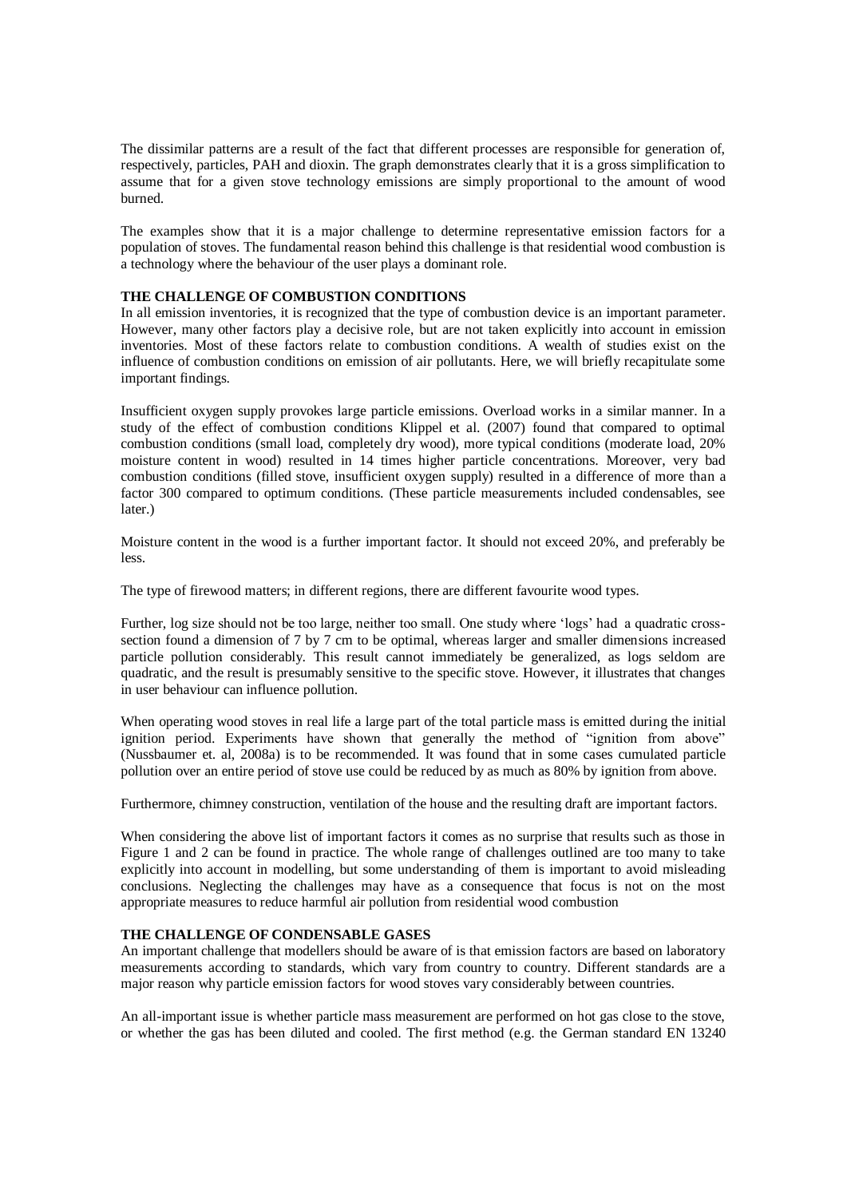The dissimilar patterns are a result of the fact that different processes are responsible for generation of, respectively, particles, PAH and dioxin. The graph demonstrates clearly that it is a gross simplification to assume that for a given stove technology emissions are simply proportional to the amount of wood burned.

The examples show that it is a major challenge to determine representative emission factors for a population of stoves. The fundamental reason behind this challenge is that residential wood combustion is a technology where the behaviour of the user plays a dominant role.

## THE CHALLENGE OF COMBUSTION CONDITIONS

In all emission inventories, it is recognized that the type of combustion device is an important parameter. However, many other factors play a decisive role, but are not taken explicitly into account in emission inventories. Most of these factors relate to combustion conditions. A wealth of studies exist on the influence of combustion conditions on emission of air pollutants. Here, we will briefly recapitulate some important findings.

Insufficient oxygen supply provokes large particle emissions. Overload works in a similar manner. In a study of the effect of combustion conditions Klippel et al. (2007) found that compared to optimal combustion conditions (small load, completely dry wood), more typical conditions (moderate load, 20% moisture content in wood) resulted in 14 times higher particle concentrations. Moreover, very bad combustion conditions (filled stove, insufficient oxygen supply) resulted in a difference of more than a factor 300 compared to optimum conditions. (These particle measurements included condensables, see later.)

Moisture content in the wood is a further important factor. It should not exceed 20%, and preferably be less.

The type of firewood matters; in different regions, there are different favourite wood types.

Further, log size should not be too large, neither too small. One study where 'logs' had a quadratic cross-section found a dimension of 7 by 7 cm to be optimal, whereas larger and smaller dimensions increased particle pollution considerably. This result cannot immediately be generalized, as logs seldom are quadratic, and the result is presumably sensitive to the specific stove. However, it illustrates that changes in user behaviour can influence pollution.

When operating wood stoves in real life a large part of the total particle mass is emitted during the initial ignition period. Experiments have shown that generally the method of "ignition from above" (Nussbaumer et. al, 2008a) is to be recommended. It was found that in some cases cumulated particle pollution over an entire period of stove use could be reduced by as much as 80% by ignition from above.

Furthermore, chimney construction, ventilation of the house and the resulting draft are important factors.

When considering the above list of important factors it comes as no surprise that results such as those in Figure 1 and 2 can be found in practice. The whole range of challenges outlined are too many to take explicitly into account in modelling, but some understanding of them is important to avoid misleading conclusions. Neglecting the challenges may have as a consequence that focus is not on the most appropriate measures to reduce harmful air pollution from residential wood combustion

## THE CHALLENGE OF CONDENSABLE GASES

An important challenge that modellers should be aware of is that emission factors are based on laboratory measurements according to standards, which vary from country to country. Different standards are a major reason why particle emission factors for wood stoves vary considerably between countries.

An all-important issue is whether particle mass measurement are performed on hot gas close to the stove, or whether the gas has been diluted and cooled. The first method (e.g. the German standard EN 13240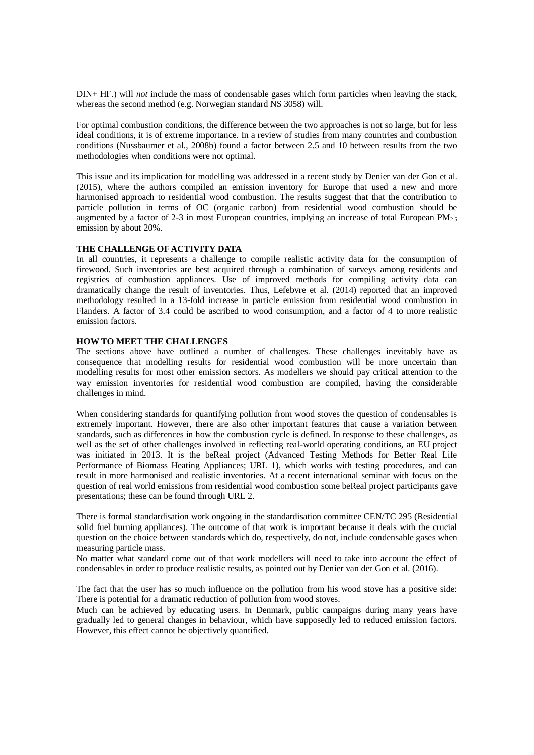DIN+ HF.) will *not* include the mass of condensable gases which form particles when leaving the stack, whereas the second method (e.g. Norwegian standard NS 3058) will.

For optimal combustion conditions, the difference between the two approaches is not so large, but for less ideal conditions, it is of extreme importance. In a review of studies from many countries and combustion conditions (Nussbaumer et al., 2008b) found a factor between 2.5 and 10 between results from the two methodologies when conditions were not optimal.

This issue and its implication for modelling was addressed in a recent study by Denier van der Gon et al. (2015), where the authors compiled an emission inventory for Europe that used a new and more harmonised approach to residential wood combustion. The results suggest that that the contribution to particle pollution in terms of OC (organic carbon) from residential wood combustion should be augmented by a factor of 2-3 in most European countries, implying an increase of total European $PM_{2.5}$ emission by about 20%.

## THE CHALLENGE OF ACTIVITY DATA

In all countries, it represents a challenge to compile realistic activity data for the consumption of firewood. Such inventories are best acquired through a combination of surveys among residents and registries of combustion appliances. Use of improved methods for compiling activity data can dramatically change the result of inventories. Thus, Lefebvre et al. (2014) reported that an improved methodology resulted in a 13-fold increase in particle emission from residential wood combustion in Flanders. A factor of 3.4 could be ascribed to wood consumption, and a factor of 4 to more realistic emission factors.

## HOW TO MEET THE CHALLENGES

The sections above have outlined a number of challenges. These challenges inevitably have as consequence that modelling results for residential wood combustion will be more uncertain than modelling results for most other emission sectors. As modellers we should pay critical attention to the way emission inventories for residential wood combustion are compiled, having the considerable challenges in mind.

When considering standards for quantifying pollution from wood stoves the question of condensables is extremely important. However, there are also other important features that cause a variation between standards, such as differences in how the combustion cycle is defined. In response to these challenges, as well as the set of other challenges involved in reflecting real-world operating conditions, an EU project was initiated in 2013. It is the beReal project (Advanced Testing Methods for Better Real Life Performance of Biomass Heating Appliances; URL 1), which works with testing procedures, and can result in more harmonised and realistic inventories. At a recent international seminar with focus on the question of real world emissions from residential wood combustion some beReal project participants gave presentations; these can be found through URL 2.

There is formal standardisation work ongoing in the standardisation committee CEN/TC 295 (Residential solid fuel burning appliances). The outcome of that work is important because it deals with the crucial question on the choice between standards which do, respectively, do not, include condensable gases when measuring particle mass.

No matter what standard come out of that work modellers will need to take into account the effect of condensables in order to produce realistic results, as pointed out by Denier van der Gon et al. (2016).

The fact that the user has so much influence on the pollution from his wood stove has a positive side: There is potential for a dramatic reduction of pollution from wood stoves.

Much can be achieved by educating users. In Denmark, public campaigns during many years have gradually led to general changes in behaviour, which have supposedly led to reduced emission factors. However, this effect cannot be objectively quantified.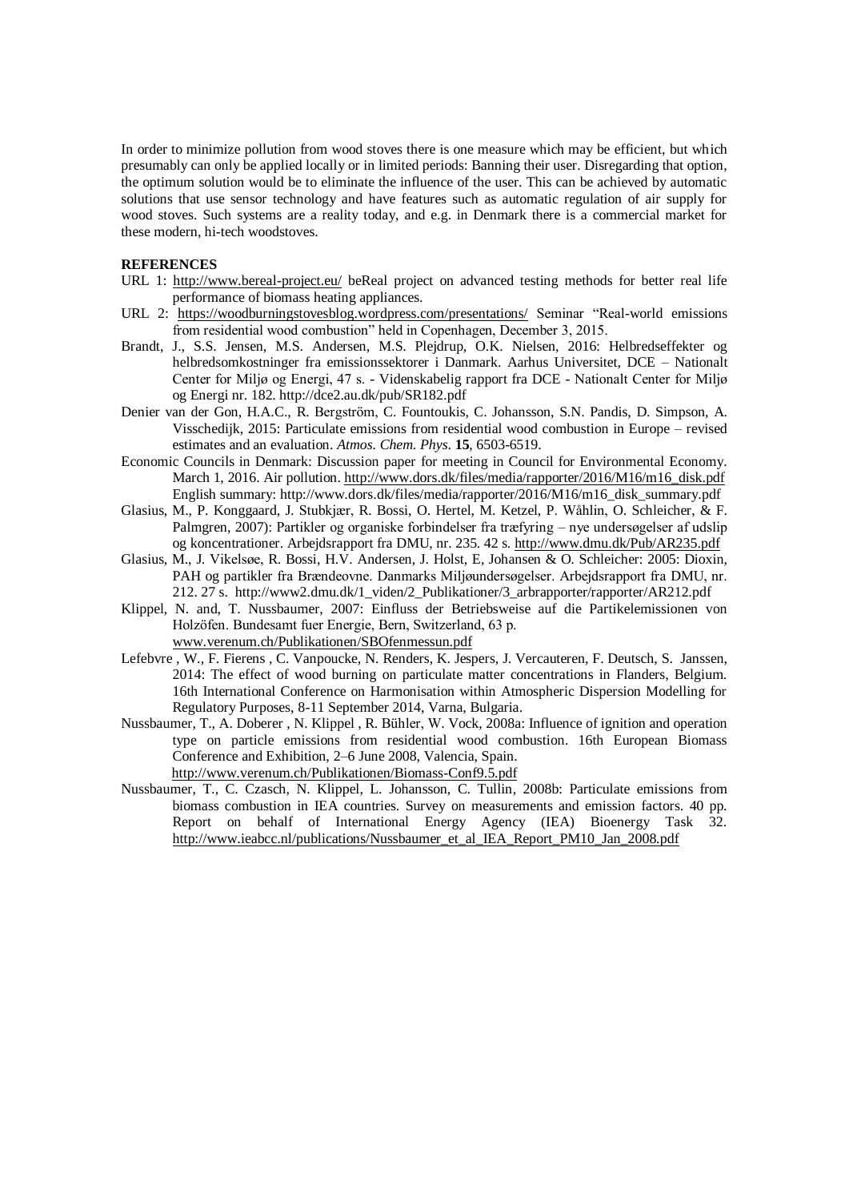In order to minimize pollution from wood stoves there is one measure which may be efficient, but which presumably can only be applied locally or in limited periods: Banning their user. Disregarding that option, the optimum solution would be to eliminate the influence of the user. This can be achieved by automatic solutions that use sensor technology and have features such as automatic regulation of air supply for wood stoves. Such systems are a reality today, and e.g. in Denmark there is a commercial market for these modern, hi-tech woodstoves.

**REFERENCES**

URL 1: http://www.bereal-project.eu/ beReal project on advanced testing methods for better real life performance of biomass heating appliances.

URL 2: https://woodburningstovesblog.wordpress.com/presentations/ Seminar "Real-world emissions from residential wood combustion" held in Copenhagen, December 3, 2015.

Brandt, J., S.S. Jensen, M.S. Andersen, M.S. Plejdrup, O.K. Nielsen, 2016: Helbredseffekter og helbredsomkostninger fra emissionssektorer i Danmark. Aarhus Universitet, DCE – Nationalt Center for Miljø og Energi, 47 s. - Videnskabelig rapport fra DCE - Nationalt Center for Miljø og Energi nr. 182. http://dce2.au.dk/pub/SR182.pdf

Denier van der Gon, H.A.C., R. Bergström, C. Fountoukis, C. Johansson, S.N. Pandis, D. Simpson, A. Visschedijk, 2015: Particulate emissions from residential wood combustion in Europe – revised estimates and an evaluation. *Atmos. Chem. Phys.* **15**, 6503-6519.

Economic Councils in Denmark: Discussion paper for meeting in Council for Environmental Economy. March 1, 2016. Air pollution. http://www.dors.dk/files/media/rapporter/2016/M16/m16_disk.pdf English summary: http://www.dors.dk/files/media/rapporter/2016/M16/m16_disk_summary.pdf

Glasius, M., P. Konggaard, J. Stubkjær, R. Bossi, O. Hertel, M. Ketzel, P. Wåhlin, O. Schleicher, & F. Palmgren, 2007): Partikler og organiske forbindelser fra træfyring – nye undersøgelser af udslip og koncentrationer. Arbejdsrapport fra DMU, nr. 235. 42 s. http://www.dmu.dk/Pub/AR235.pdf

Glasius, M., J. Vikelsøe, R. Bossi, H.V. Andersen, J. Holst, E, Johansen & O. Schleicher: 2005: Dioxin, PAH og partikler fra Brændeovne. Danmarks Miljøundersøgelser. Arbejdsrapport fra DMU, nr. 212. 27 s. http://www2.dmu.dk/1_viden/2_Publikationer/3_arbrapporter/rapporter/AR212.pdf

Klippel, N. and, T. Nussbaumer, 2007: Einfluss der Betriebsweise auf die Partikelemissionen von Holzöfen. Bundesamt fuer Energie, Bern, Switzerland, 63 p. www.verenum.ch/Publikationen/SBOfenmessun.pdf

Lefebvre , W., F. Fierens , C. Vanpoucke , N. Renders, K. Jespers, J. Vercauteren, F. Deutsch, S. Janssen, 2014: The effect of wood burning on particulate matter concentrations in Flanders, Belgium. 16th International Conference on Harmonisation within Atmospheric Dispersion Modelling for Regulatory Purposes, 8-11 September 2014, Varna, Bulgaria.

Nussbaumer, T., A. Doberer , N. Klippel , R. Bühler, W. Vock, 2008a: Influence of ignition and operation type on particle emissions from residential wood combustion. 16th European Biomass Conference and Exhibition, 2–6 June 2008, Valencia, Spain. http://www.verenum.ch/Publikationen/Biomass-Conf9.5.pdf

Nussbaumer, T., C. Czasch, N. Klippel, L. Johansson, C. Tullin, 2008b: Particulate emissions from biomass combustion in IEA countries. Survey on measurements and emission factors. 40 pp. Report on behalf of International Energy Agency (IEA) Bioenergy Task 32. http://www.ieabcc.nl/publications/Nussbaumer_et_al_IEA_Report_PM10_Jan_2008.pdf